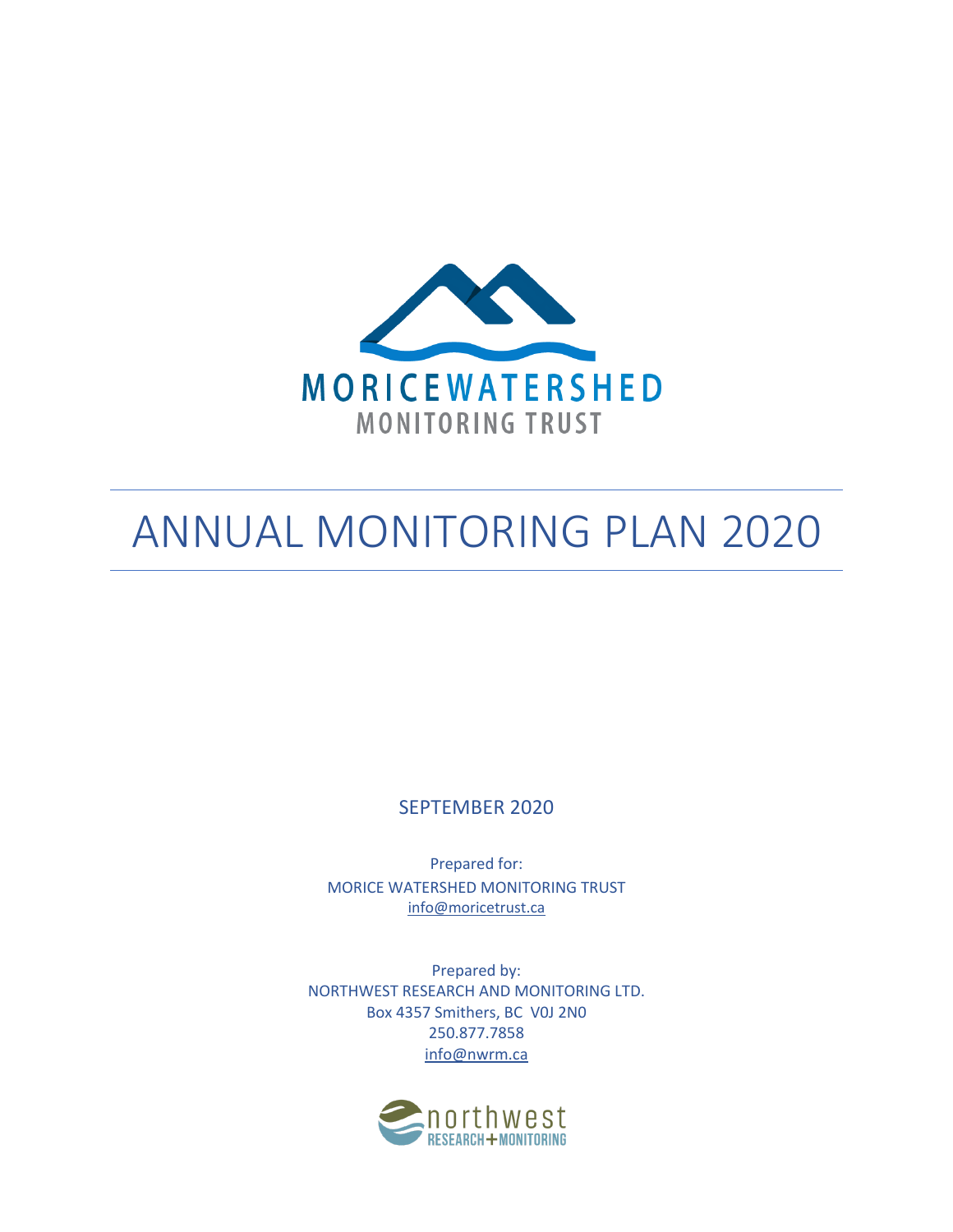MORICE WATERSHED
MONITORING TRUST

# ANNUAL MONITORING PLAN 2020

SEPTEMBER 2020

Prepared for:
MORICE WATERSHED MONITORING TRUST
info@moricetrust.ca

Prepared by:
NORTHWEST RESEARCH AND MONITORING LTD.
Box 4357 Smithers, BC V0J 2N0
250.877.7858
info@nwrm.ca

northwest
RESEARCH + MONITORING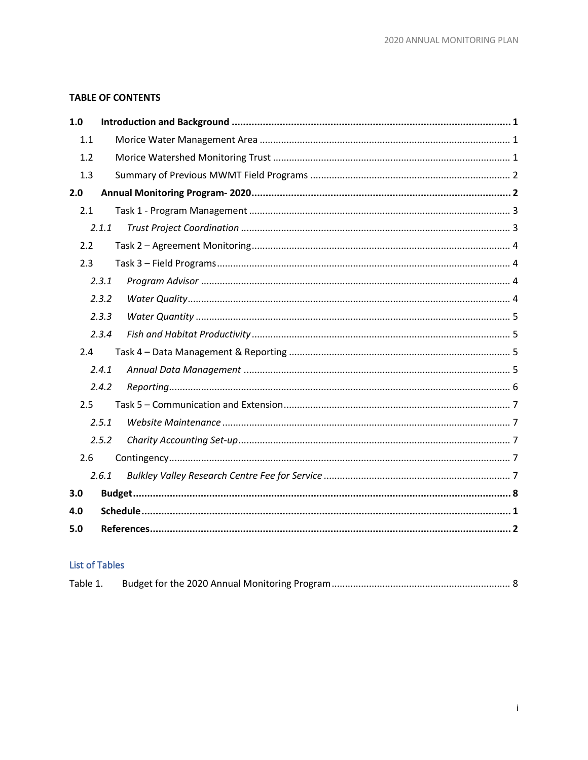**TABLE OF CONTENTS**

**1.0 Introduction and Background ... 1**

1.1 Morice Water Management Area ... 1

1.2 Morice Watershed Monitoring Trust ... 1

1.3 Summary of Previous MWMT Field Programs ... 2

**2.0 Annual Monitoring Program- 2020 ... 2**

2.1 Task 1 - Program Management ... 3

*2.1.1 Trust Project Coordination ... 3*

2.2 Task 2 – Agreement Monitoring ... 4

2.3 Task 3 – Field Programs ... 4

*2.3.1 Program Advisor ... 4*

*2.3.2 Water Quality ... 4*

*2.3.3 Water Quantity ... 5*

*2.3.4 Fish and Habitat Productivity ... 5*

2.4 Task 4 – Data Management & Reporting ... 5

*2.4.1 Annual Data Management ... 5*

*2.4.2 Reporting ... 6*

2.5 Task 5 – Communication and Extension ... 7

*2.5.1 Website Maintenance ... 7*

*2.5.2 Charity Accounting Set-up ... 7*

2.6 Contingency ... 7

*2.6.1 Bulkley Valley Research Centre Fee for Service ... 7*

**3.0 Budget ... 8**

**4.0 Schedule ... 1**

**5.0 References ... 2**

List of Tables

Table 1. Budget for the 2020 Annual Monitoring Program ... 8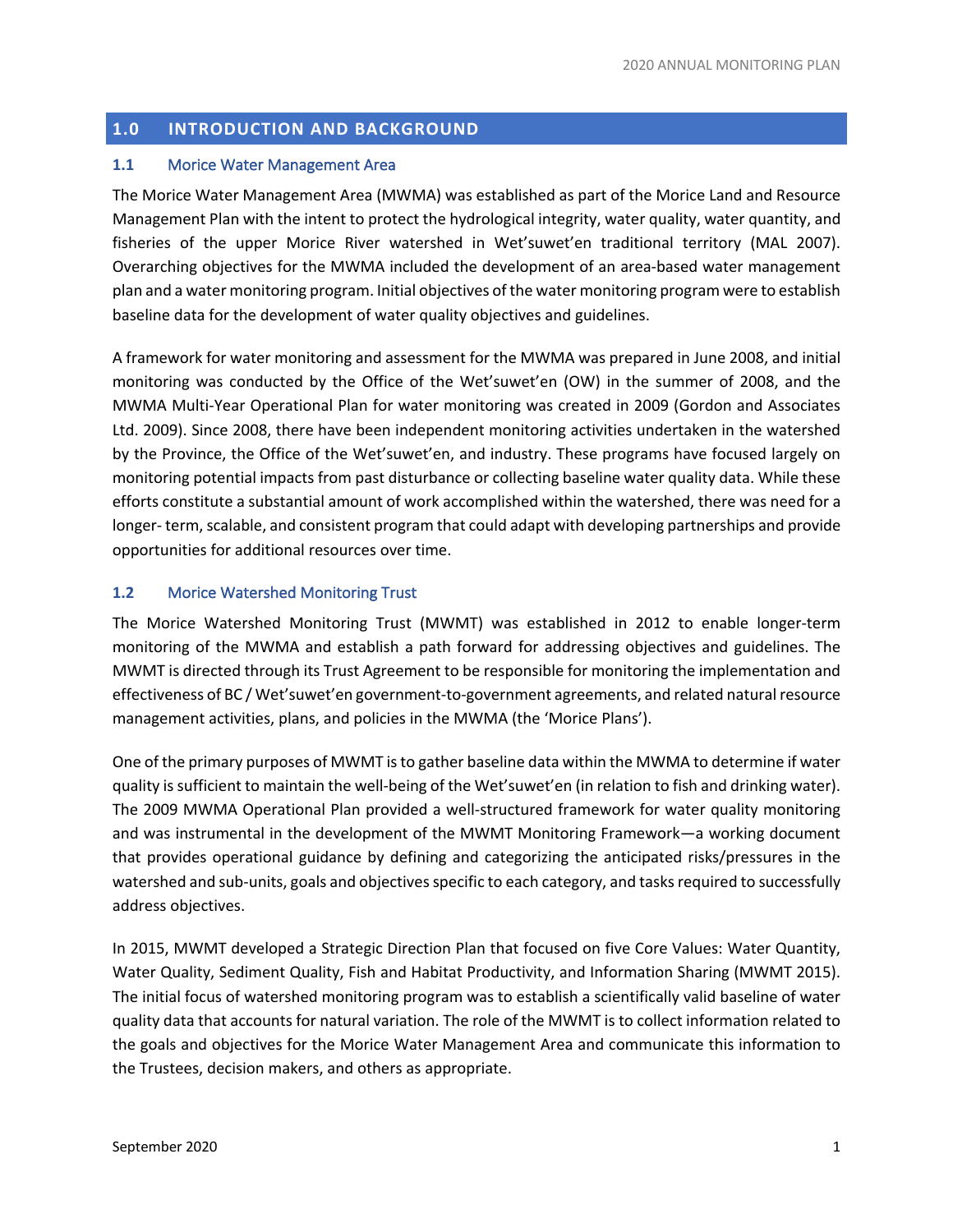## 1.0 INTRODUCTION AND BACKGROUND

### 1.1 Morice Water Management Area

The Morice Water Management Area (MWMA) was established as part of the Morice Land and Resource Management Plan with the intent to protect the hydrological integrity, water quality, water quantity, and fisheries of the upper Morice River watershed in Wet'suwet'en traditional territory (MAL 2007). Overarching objectives for the MWMA included the development of an area-based water management plan and a water monitoring program. Initial objectives of the water monitoring program were to establish baseline data for the development of water quality objectives and guidelines.

A framework for water monitoring and assessment for the MWMA was prepared in June 2008, and initial monitoring was conducted by the Office of the Wet'suwet'en (OW) in the summer of 2008, and the MWMA Multi-Year Operational Plan for water monitoring was created in 2009 (Gordon and Associates Ltd. 2009). Since 2008, there have been independent monitoring activities undertaken in the watershed by the Province, the Office of the Wet'suwet'en, and industry. These programs have focused largely on monitoring potential impacts from past disturbance or collecting baseline water quality data. While these efforts constitute a substantial amount of work accomplished within the watershed, there was need for a longer- term, scalable, and consistent program that could adapt with developing partnerships and provide opportunities for additional resources over time.

### 1.2 Morice Watershed Monitoring Trust

The Morice Watershed Monitoring Trust (MWMT) was established in 2012 to enable longer-term monitoring of the MWMA and establish a path forward for addressing objectives and guidelines. The MWMT is directed through its Trust Agreement to be responsible for monitoring the implementation and effectiveness of BC / Wet'suwet'en government-to-government agreements, and related natural resource management activities, plans, and policies in the MWMA (the 'Morice Plans').

One of the primary purposes of MWMT is to gather baseline data within the MWMA to determine if water quality is sufficient to maintain the well-being of the Wet'suwet'en (in relation to fish and drinking water). The 2009 MWMA Operational Plan provided a well-structured framework for water quality monitoring and was instrumental in the development of the MWMT Monitoring Framework—a working document that provides operational guidance by defining and categorizing the anticipated risks/pressures in the watershed and sub-units, goals and objectives specific to each category, and tasks required to successfully address objectives.

In 2015, MWMT developed a Strategic Direction Plan that focused on five Core Values: Water Quantity, Water Quality, Sediment Quality, Fish and Habitat Productivity, and Information Sharing (MWMT 2015). The initial focus of watershed monitoring program was to establish a scientifically valid baseline of water quality data that accounts for natural variation. The role of the MWMT is to collect information related to the goals and objectives for the Morice Water Management Area and communicate this information to the Trustees, decision makers, and others as appropriate.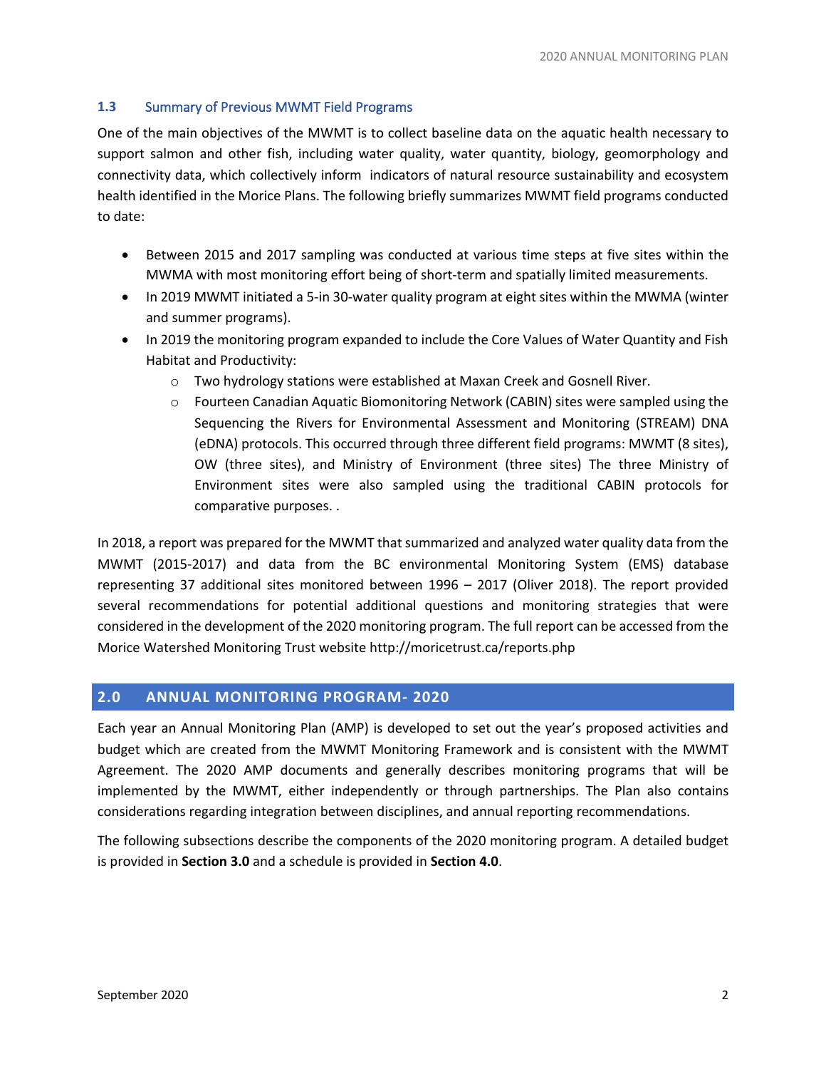### 1.3 Summary of Previous MWMT Field Programs

One of the main objectives of the MWMT is to collect baseline data on the aquatic health necessary to support salmon and other fish, including water quality, water quantity, biology, geomorphology and connectivity data, which collectively inform indicators of natural resource sustainability and ecosystem health identified in the Morice Plans. The following briefly summarizes MWMT field programs conducted to date:

- Between 2015 and 2017 sampling was conducted at various time steps at five sites within the MWMA with most monitoring effort being of short-term and spatially limited measurements.
- In 2019 MWMT initiated a 5-in 30-water quality program at eight sites within the MWMA (winter and summer programs).
- In 2019 the monitoring program expanded to include the Core Values of Water Quantity and Fish Habitat and Productivity:
  - Two hydrology stations were established at Maxan Creek and Gosnell River.
  - Fourteen Canadian Aquatic Biomonitoring Network (CABIN) sites were sampled using the Sequencing the Rivers for Environmental Assessment and Monitoring (STREAM) DNA (eDNA) protocols. This occurred through three different field programs: MWMT (8 sites), OW (three sites), and Ministry of Environment (three sites) The three Ministry of Environment sites were also sampled using the traditional CABIN protocols for comparative purposes. .

In 2018, a report was prepared for the MWMT that summarized and analyzed water quality data from the MWMT (2015-2017) and data from the BC environmental Monitoring System (EMS) database representing 37 additional sites monitored between 1996 – 2017 (Oliver 2018). The report provided several recommendations for potential additional questions and monitoring strategies that were considered in the development of the 2020 monitoring program. The full report can be accessed from the Morice Watershed Monitoring Trust website http://moricetrust.ca/reports.php

## 2.0 ANNUAL MONITORING PROGRAM- 2020

Each year an Annual Monitoring Plan (AMP) is developed to set out the year's proposed activities and budget which are created from the MWMT Monitoring Framework and is consistent with the MWMT Agreement. The 2020 AMP documents and generally describes monitoring programs that will be implemented by the MWMT, either independently or through partnerships. The Plan also contains considerations regarding integration between disciplines, and annual reporting recommendations.

The following subsections describe the components of the 2020 monitoring program. A detailed budget is provided in **Section 3.0** and a schedule is provided in **Section 4.0**.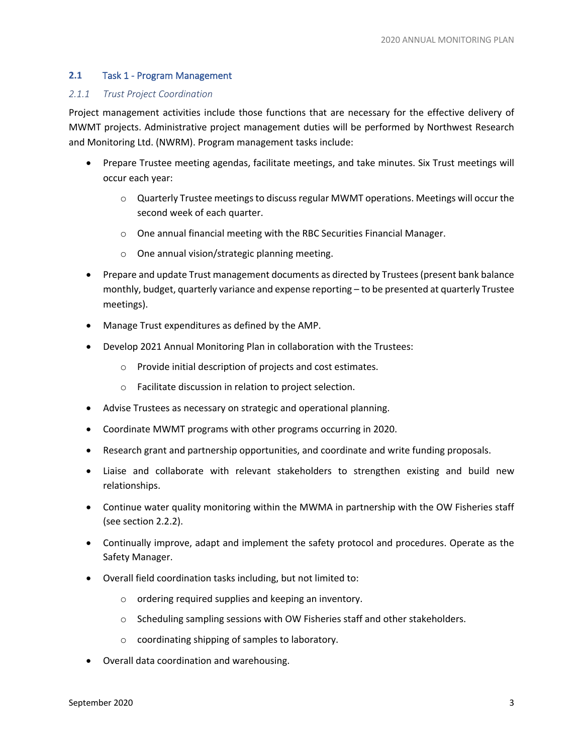## 2.1 Task 1 - Program Management

### *2.1.1 Trust Project Coordination*

Project management activities include those functions that are necessary for the effective delivery of MWMT projects. Administrative project management duties will be performed by Northwest Research and Monitoring Ltd. (NWRM). Program management tasks include:

- Prepare Trustee meeting agendas, facilitate meetings, and take minutes. Six Trust meetings will occur each year:
    - Quarterly Trustee meetings to discuss regular MWMT operations. Meetings will occur the second week of each quarter.
    - One annual financial meeting with the RBC Securities Financial Manager.
    - One annual vision/strategic planning meeting.
- Prepare and update Trust management documents as directed by Trustees (present bank balance monthly, budget, quarterly variance and expense reporting – to be presented at quarterly Trustee meetings).
- Manage Trust expenditures as defined by the AMP.
- Develop 2021 Annual Monitoring Plan in collaboration with the Trustees:
    - Provide initial description of projects and cost estimates.
    - Facilitate discussion in relation to project selection.
- Advise Trustees as necessary on strategic and operational planning.
- Coordinate MWMT programs with other programs occurring in 2020.
- Research grant and partnership opportunities, and coordinate and write funding proposals.
- Liaise and collaborate with relevant stakeholders to strengthen existing and build new relationships.
- Continue water quality monitoring within the MWMA in partnership with the OW Fisheries staff (see section 2.2.2).
- Continually improve, adapt and implement the safety protocol and procedures. Operate as the Safety Manager.
- Overall field coordination tasks including, but not limited to:
    - ordering required supplies and keeping an inventory.
    - Scheduling sampling sessions with OW Fisheries staff and other stakeholders.
    - coordinating shipping of samples to laboratory.
- Overall data coordination and warehousing.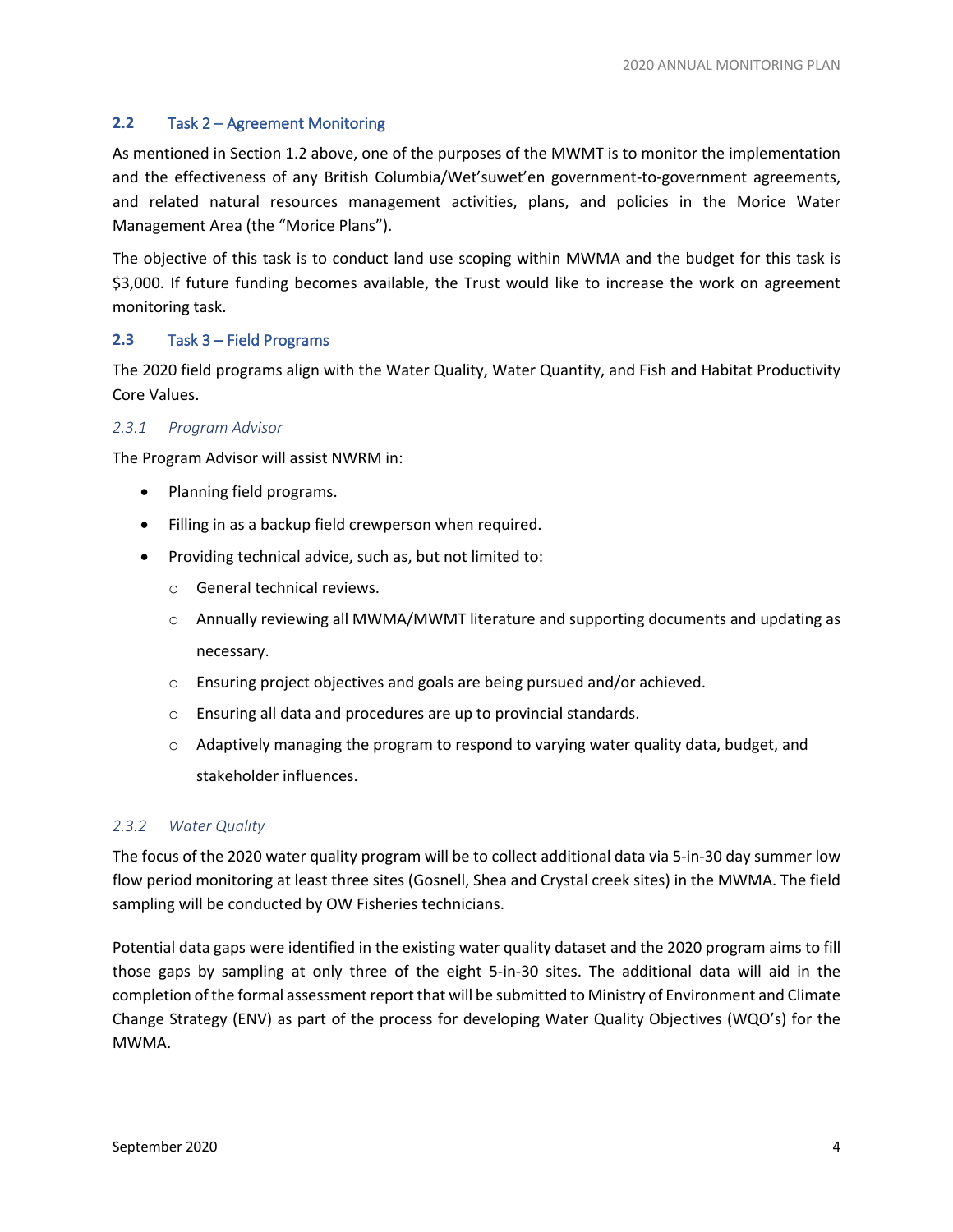## 2.2 Task 2 – Agreement Monitoring

As mentioned in Section 1.2 above, one of the purposes of the MWMT is to monitor the implementation and the effectiveness of any British Columbia/Wet'suwet'en government-to-government agreements, and related natural resources management activities, plans, and policies in the Morice Water Management Area (the "Morice Plans").

The objective of this task is to conduct land use scoping within MWMA and the budget for this task is $3,000. If future funding becomes available, the Trust would like to increase the work on agreement monitoring task.

## 2.3 Task 3 – Field Programs

The 2020 field programs align with the Water Quality, Water Quantity, and Fish and Habitat Productivity Core Values.

### *2.3.1 Program Advisor*

The Program Advisor will assist NWRM in:

- Planning field programs.
- Filling in as a backup field crewperson when required.
- Providing technical advice, such as, but not limited to:
  - General technical reviews.
  - Annually reviewing all MWMA/MWMT literature and supporting documents and updating as necessary.
  - Ensuring project objectives and goals are being pursued and/or achieved.
  - Ensuring all data and procedures are up to provincial standards.
  - Adaptively managing the program to respond to varying water quality data, budget, and stakeholder influences.

### *2.3.2 Water Quality*

The focus of the 2020 water quality program will be to collect additional data via 5-in-30 day summer low flow period monitoring at least three sites (Gosnell, Shea and Crystal creek sites) in the MWMA. The field sampling will be conducted by OW Fisheries technicians.

Potential data gaps were identified in the existing water quality dataset and the 2020 program aims to fill those gaps by sampling at only three of the eight 5-in-30 sites. The additional data will aid in the completion of the formal assessment report that will be submitted to Ministry of Environment and Climate Change Strategy (ENV) as part of the process for developing Water Quality Objectives (WQO's) for the MWMA.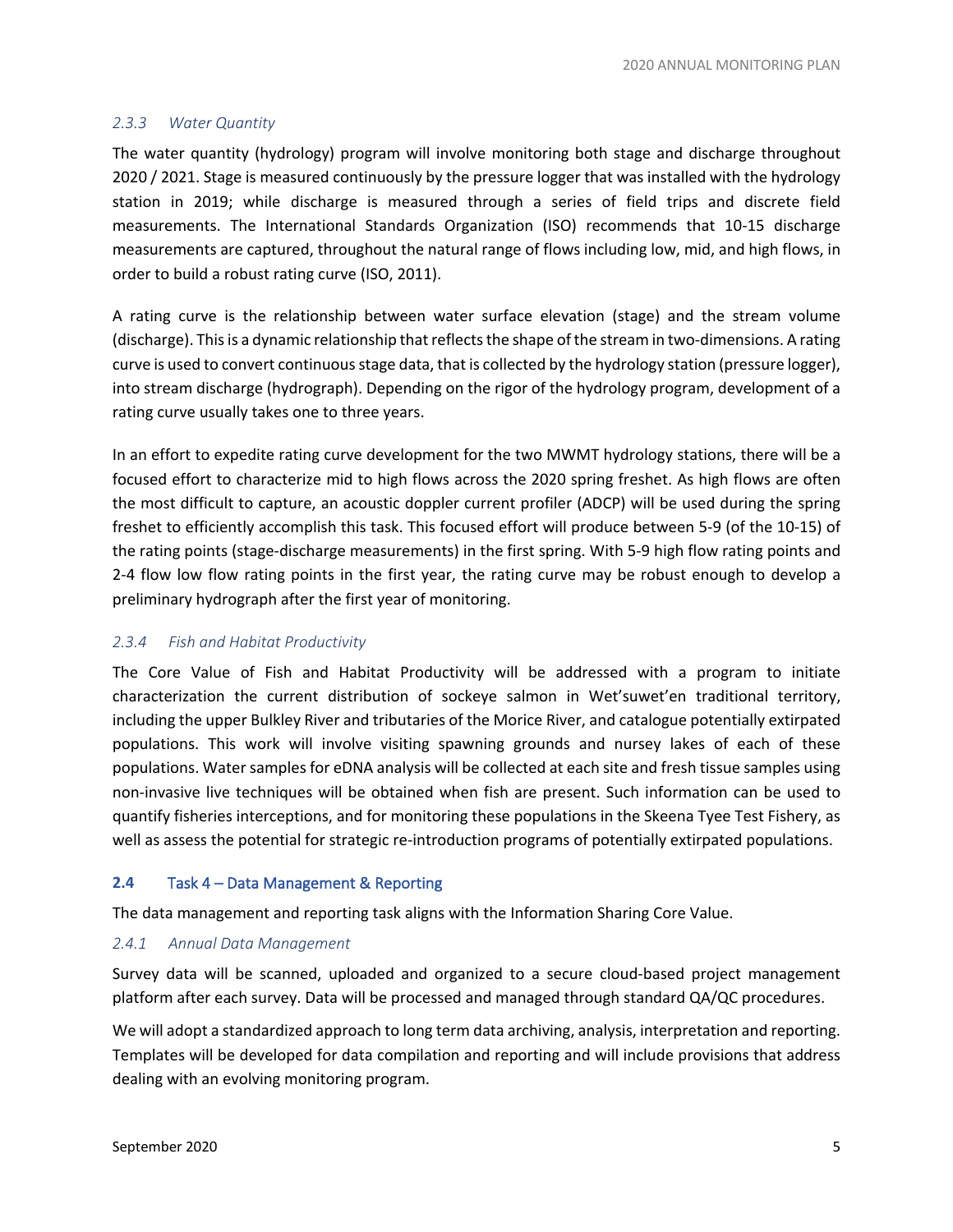### *2.3.3 Water Quantity*

The water quantity (hydrology) program will involve monitoring both stage and discharge throughout 2020 / 2021. Stage is measured continuously by the pressure logger that was installed with the hydrology station in 2019; while discharge is measured through a series of field trips and discrete field measurements. The International Standards Organization (ISO) recommends that 10-15 discharge measurements are captured, throughout the natural range of flows including low, mid, and high flows, in order to build a robust rating curve (ISO, 2011).

A rating curve is the relationship between water surface elevation (stage) and the stream volume (discharge). This is a dynamic relationship that reflects the shape of the stream in two-dimensions. A rating curve is used to convert continuous stage data, that is collected by the hydrology station (pressure logger), into stream discharge (hydrograph). Depending on the rigor of the hydrology program, development of a rating curve usually takes one to three years.

In an effort to expedite rating curve development for the two MWMT hydrology stations, there will be a focused effort to characterize mid to high flows across the 2020 spring freshet. As high flows are often the most difficult to capture, an acoustic doppler current profiler (ADCP) will be used during the spring freshet to efficiently accomplish this task. This focused effort will produce between 5-9 (of the 10-15) of the rating points (stage-discharge measurements) in the first spring. With 5-9 high flow rating points and 2-4 flow low flow rating points in the first year, the rating curve may be robust enough to develop a preliminary hydrograph after the first year of monitoring.

### *2.3.4 Fish and Habitat Productivity*

The Core Value of Fish and Habitat Productivity will be addressed with a program to initiate characterization the current distribution of sockeye salmon in Wet'suwet'en traditional territory, including the upper Bulkley River and tributaries of the Morice River, and catalogue potentially extirpated populations. This work will involve visiting spawning grounds and nursey lakes of each of these populations. Water samples for eDNA analysis will be collected at each site and fresh tissue samples using non-invasive live techniques will be obtained when fish are present. Such information can be used to quantify fisheries interceptions, and for monitoring these populations in the Skeena Tyee Test Fishery, as well as assess the potential for strategic re-introduction programs of potentially extirpated populations.

## 2.4 Task 4 – Data Management & Reporting

The data management and reporting task aligns with the Information Sharing Core Value.

### *2.4.1 Annual Data Management*

Survey data will be scanned, uploaded and organized to a secure cloud-based project management platform after each survey. Data will be processed and managed through standard QA/QC procedures.

We will adopt a standardized approach to long term data archiving, analysis, interpretation and reporting. Templates will be developed for data compilation and reporting and will include provisions that address dealing with an evolving monitoring program.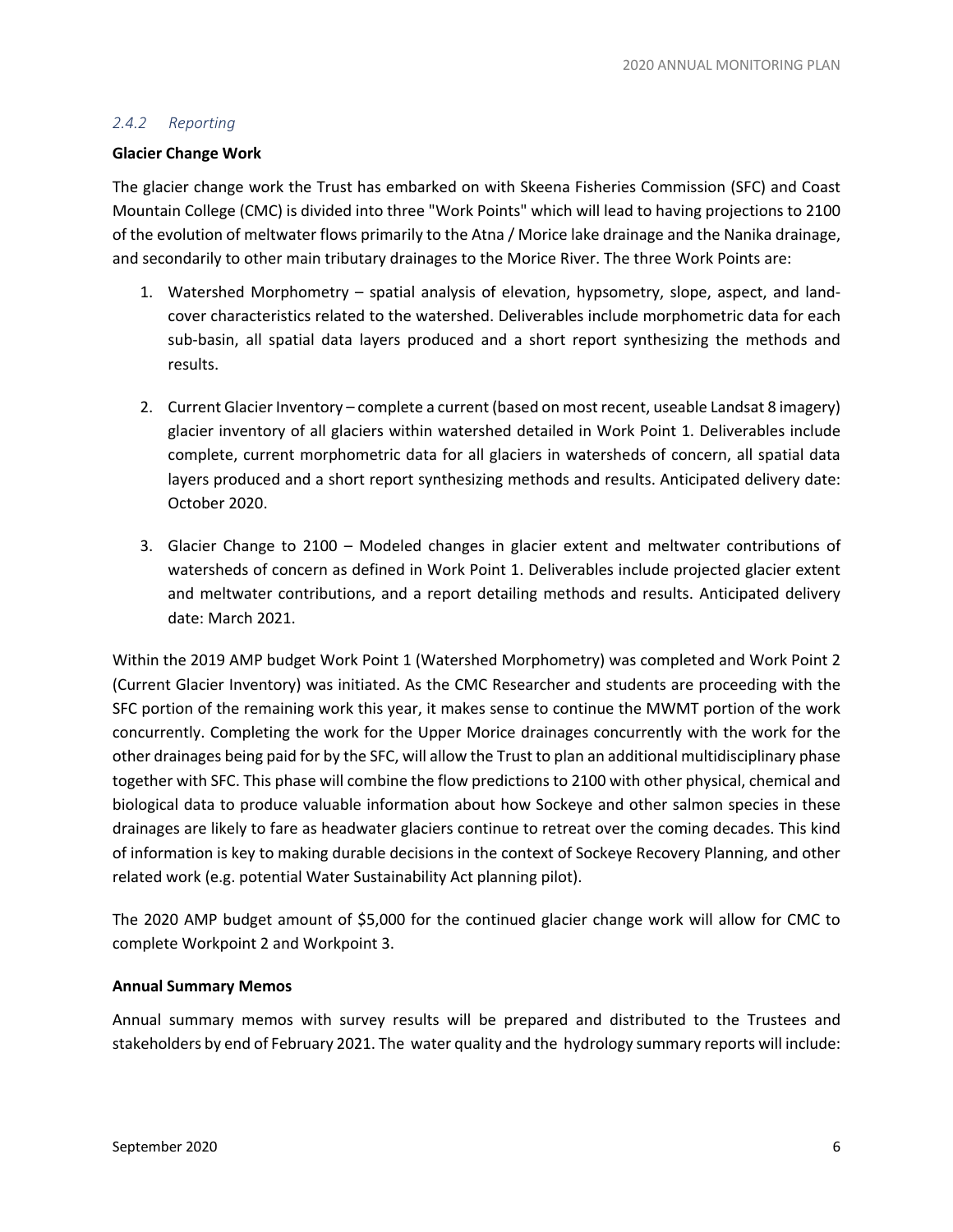### *2.4.2 Reporting*

**Glacier Change Work**

The glacier change work the Trust has embarked on with Skeena Fisheries Commission (SFC) and Coast Mountain College (CMC) is divided into three "Work Points" which will lead to having projections to 2100 of the evolution of meltwater flows primarily to the Atna / Morice lake drainage and the Nanika drainage, and secondarily to other main tributary drainages to the Morice River. The three Work Points are:

1. Watershed Morphometry – spatial analysis of elevation, hypsometry, slope, aspect, and land-cover characteristics related to the watershed. Deliverables include morphometric data for each sub-basin, all spatial data layers produced and a short report synthesizing the methods and results.

2. Current Glacier Inventory – complete a current (based on most recent, useable Landsat 8 imagery) glacier inventory of all glaciers within watershed detailed in Work Point 1. Deliverables include complete, current morphometric data for all glaciers in watersheds of concern, all spatial data layers produced and a short report synthesizing methods and results. Anticipated delivery date: October 2020.

3. Glacier Change to 2100 – Modeled changes in glacier extent and meltwater contributions of watersheds of concern as defined in Work Point 1. Deliverables include projected glacier extent and meltwater contributions, and a report detailing methods and results. Anticipated delivery date: March 2021.

Within the 2019 AMP budget Work Point 1 (Watershed Morphometry) was completed and Work Point 2 (Current Glacier Inventory) was initiated. As the CMC Researcher and students are proceeding with the SFC portion of the remaining work this year, it makes sense to continue the MWMT portion of the work concurrently. Completing the work for the Upper Morice drainages concurrently with the work for the other drainages being paid for by the SFC, will allow the Trust to plan an additional multidisciplinary phase together with SFC. This phase will combine the flow predictions to 2100 with other physical, chemical and biological data to produce valuable information about how Sockeye and other salmon species in these drainages are likely to fare as headwater glaciers continue to retreat over the coming decades. This kind of information is key to making durable decisions in the context of Sockeye Recovery Planning, and other related work (e.g. potential Water Sustainability Act planning pilot).

The 2020 AMP budget amount of $5,000 for the continued glacier change work will allow for CMC to complete Workpoint 2 and Workpoint 3.

**Annual Summary Memos**

Annual summary memos with survey results will be prepared and distributed to the Trustees and stakeholders by end of February 2021. The water quality and the hydrology summary reports will include: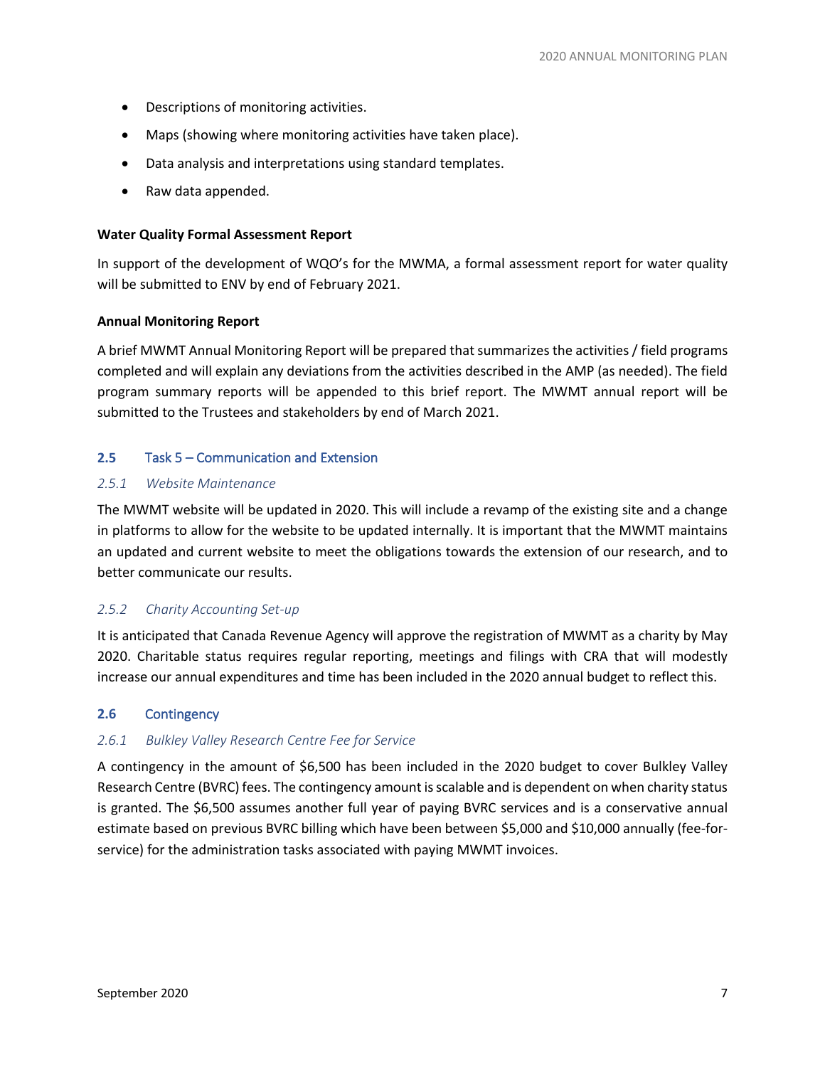- Descriptions of monitoring activities.
- Maps (showing where monitoring activities have taken place).
- Data analysis and interpretations using standard templates.
- Raw data appended.

**Water Quality Formal Assessment Report**

In support of the development of WQO's for the MWMA, a formal assessment report for water quality will be submitted to ENV by end of February 2021.

**Annual Monitoring Report**

A brief MWMT Annual Monitoring Report will be prepared that summarizes the activities / field programs completed and will explain any deviations from the activities described in the AMP (as needed). The field program summary reports will be appended to this brief report. The MWMT annual report will be submitted to the Trustees and stakeholders by end of March 2021.

## 2.5 Task 5 – Communication and Extension

### *2.5.1 Website Maintenance*

The MWMT website will be updated in 2020. This will include a revamp of the existing site and a change in platforms to allow for the website to be updated internally. It is important that the MWMT maintains an updated and current website to meet the obligations towards the extension of our research, and to better communicate our results.

### *2.5.2 Charity Accounting Set-up*

It is anticipated that Canada Revenue Agency will approve the registration of MWMT as a charity by May 2020. Charitable status requires regular reporting, meetings and filings with CRA that will modestly increase our annual expenditures and time has been included in the 2020 annual budget to reflect this.

## 2.6 Contingency

### *2.6.1 Bulkley Valley Research Centre Fee for Service*

A contingency in the amount of $6,500 has been included in the 2020 budget to cover Bulkley Valley Research Centre (BVRC) fees. The contingency amount is scalable and is dependent on when charity status is granted. The $6,500 assumes another full year of paying BVRC services and is a conservative annual estimate based on previous BVRC billing which have been between $5,000 and $10,000 annually (fee-for-service) for the administration tasks associated with paying MWMT invoices.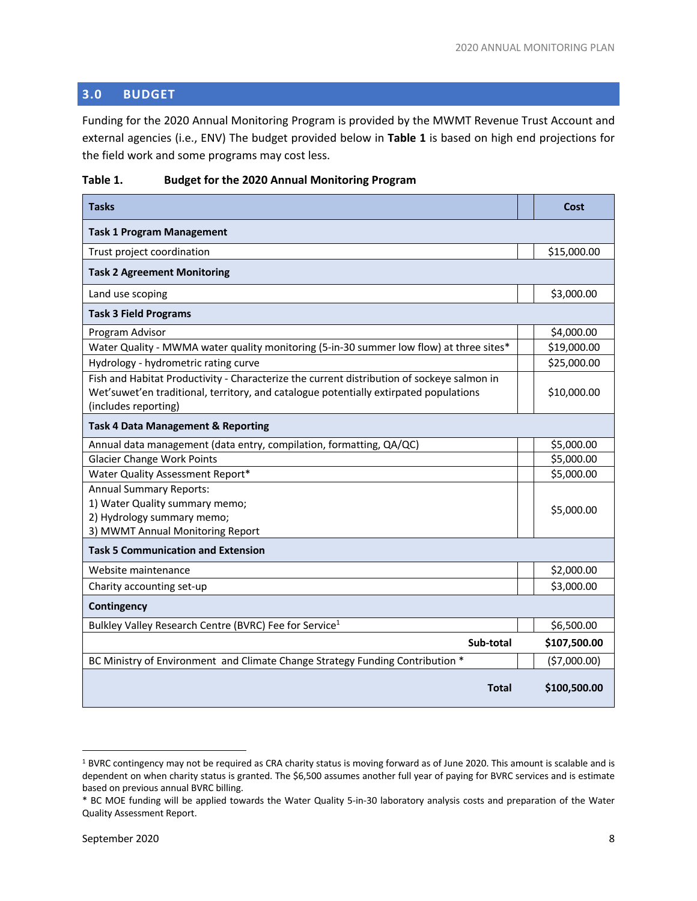## 3.0 BUDGET

Funding for the 2020 Annual Monitoring Program is provided by the MWMT Revenue Trust Account and external agencies (i.e., ENV) The budget provided below in **Table 1** is based on high end projections for the field work and some programs may cost less.

**Table 1. Budget for the 2020 Annual Monitoring Program**

| Tasks | | Cost |
|---|---|---|
| **Task 1 Program Management** | | |
| Trust project coordination | | $15,000.00 |
| **Task 2 Agreement Monitoring** | | |
| Land use scoping | | $3,000.00 |
| **Task 3 Field Programs** | | |
| Program Advisor | | $4,000.00 |
| Water Quality - MWMA water quality monitoring (5-in-30 summer low flow) at three sites* | | $19,000.00 |
| Hydrology - hydrometric rating curve | | $25,000.00 |
| Fish and Habitat Productivity - Characterize the current distribution of sockeye salmon in Wet'suwet'en traditional, territory, and catalogue potentially extirpated populations (includes reporting) | | $10,000.00 |
| **Task 4 Data Management & Reporting** | | |
| Annual data management (data entry, compilation, formatting, QA/QC) | | $5,000.00 |
| Glacier Change Work Points | | $5,000.00 |
| Water Quality Assessment Report* | | $5,000.00 |
| Annual Summary Reports:<br>1) Water Quality summary memo;<br>2) Hydrology summary memo;<br>3) MWMT Annual Monitoring Report | | $5,000.00 |
| **Task 5 Communication and Extension** | | |
| Website maintenance | | $2,000.00 |
| Charity accounting set-up | | $3,000.00 |
| **Contingency** | | |
| Bulkley Valley Research Centre (BVRC) Fee for Service[1] | | $6,500.00 |
| **Sub-total** | | **$107,500.00** |
| BC Ministry of Environment and Climate Change Strategy Funding Contribution * | | ($7,000.00) |
| **Total** | | **$100,500.00** |

[1] BVRC contingency may not be required as CRA charity status is moving forward as of June 2020. This amount is scalable and is dependent on when charity status is granted. The $6,500 assumes another full year of paying for BVRC services and is estimate based on previous annual BVRC billing.

* BC MOE funding will be applied towards the Water Quality 5-in-30 laboratory analysis costs and preparation of the Water Quality Assessment Report.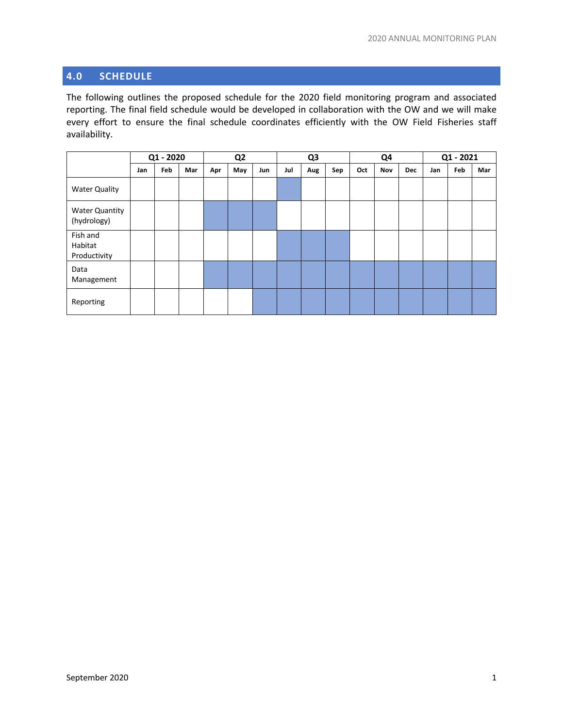## 4.0 SCHEDULE

The following outlines the proposed schedule for the 2020 field monitoring program and associated reporting. The final field schedule would be developed in collaboration with the OW and we will make every effort to ensure the final schedule coordinates efficiently with the OW Field Fisheries staff availability.

| | Q1 - 2020 | | | Q2 | | | Q3 | | | Q4 | | | Q1 - 2021 | | |
|---|---|---|---|---|---|---|---|---|---|---|---|---|---|---|---|
| | Jan | Feb | Mar | Apr | May | Jun | Jul | Aug | Sep | Oct | Nov | Dec | Jan | Feb | Mar |
| Water Quality | | | | | | | ■ | | | | | | | | |
| Water Quantity (hydrology) | | | | ■ | ■ | ■ | | | | | | | | | |
| Fish and Habitat Productivity | | | | | | | ■ | ■ | ■ | | | | | | |
| Data Management | | | | ■ | ■ | ■ | ■ | ■ | ■ | ■ | ■ | ■ | ■ | ■ | ■ |
| Reporting | | | | | | ■ | ■ | ■ | ■ | ■ | ■ | ■ | ■ | ■ | ■ |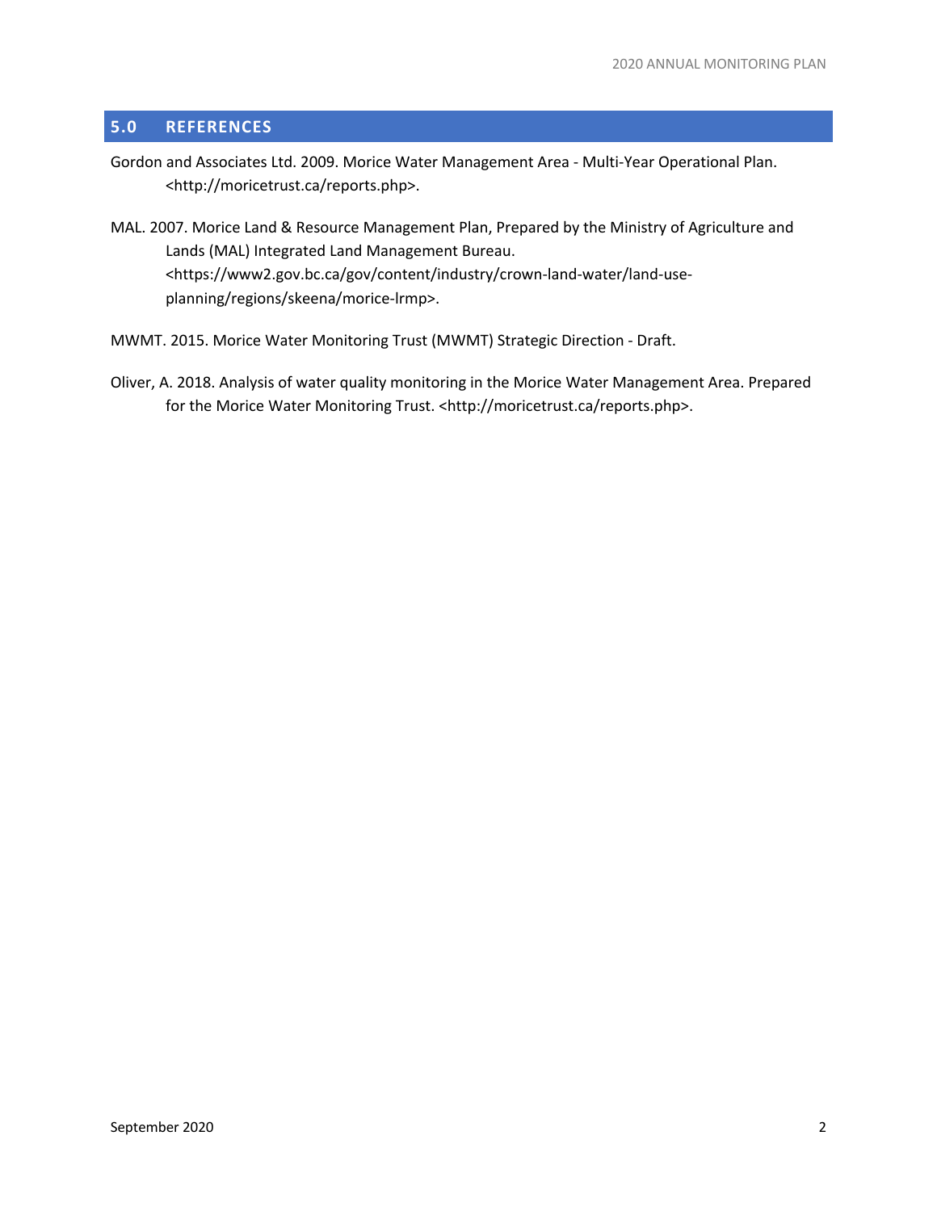## 5.0 REFERENCES

Gordon and Associates Ltd. 2009. Morice Water Management Area - Multi-Year Operational Plan. <http://moricetrust.ca/reports.php>.

MAL. 2007. Morice Land & Resource Management Plan, Prepared by the Ministry of Agriculture and Lands (MAL) Integrated Land Management Bureau. <https://www2.gov.bc.ca/gov/content/industry/crown-land-water/land-use-planning/regions/skeena/morice-lrmp>.

MWMT. 2015. Morice Water Monitoring Trust (MWMT) Strategic Direction - Draft.

Oliver, A. 2018. Analysis of water quality monitoring in the Morice Water Management Area. Prepared for the Morice Water Monitoring Trust. <http://moricetrust.ca/reports.php>.